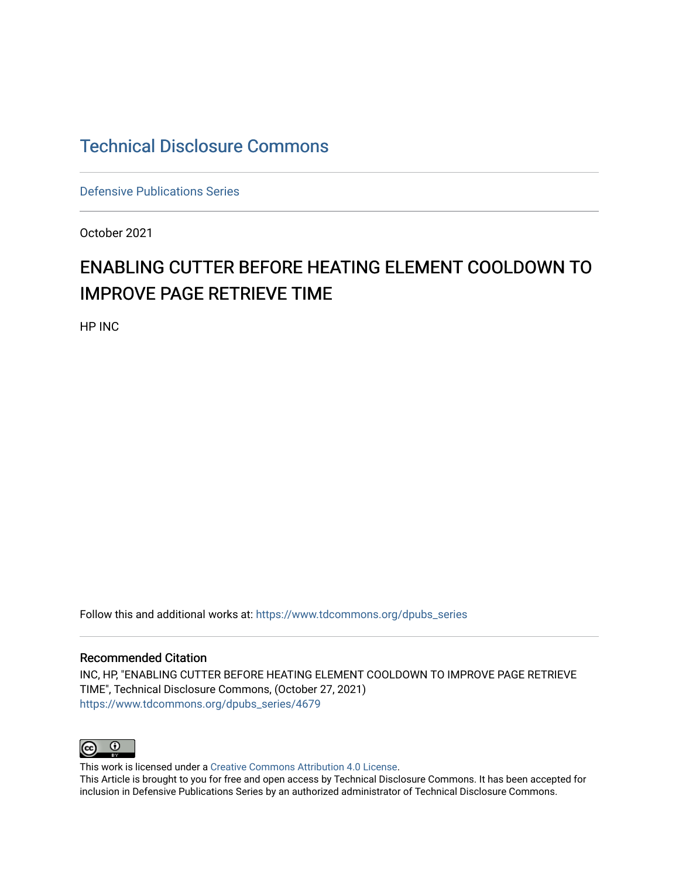# Technical Disclosure Commons

Defensive Publications Series

October 2021

## ENABLING CUTTER BEFORE HEATING ELEMENT COOLDOWN TO IMPROVE PAGE RETRIEVE TIME

HP INC

Follow this and additional works at: https://www.tdcommons.org/dpubs_series

### Recommended Citation

INC, HP, "ENABLING CUTTER BEFORE HEATING ELEMENT COOLDOWN TO IMPROVE PAGE RETRIEVE TIME", Technical Disclosure Commons, (October 27, 2021)
https://www.tdcommons.org/dpubs_series/4679

This work is licensed under a Creative Commons Attribution 4.0 License.
This Article is brought to you for free and open access by Technical Disclosure Commons. It has been accepted for inclusion in Defensive Publications Series by an authorized administrator of Technical Disclosure Commons.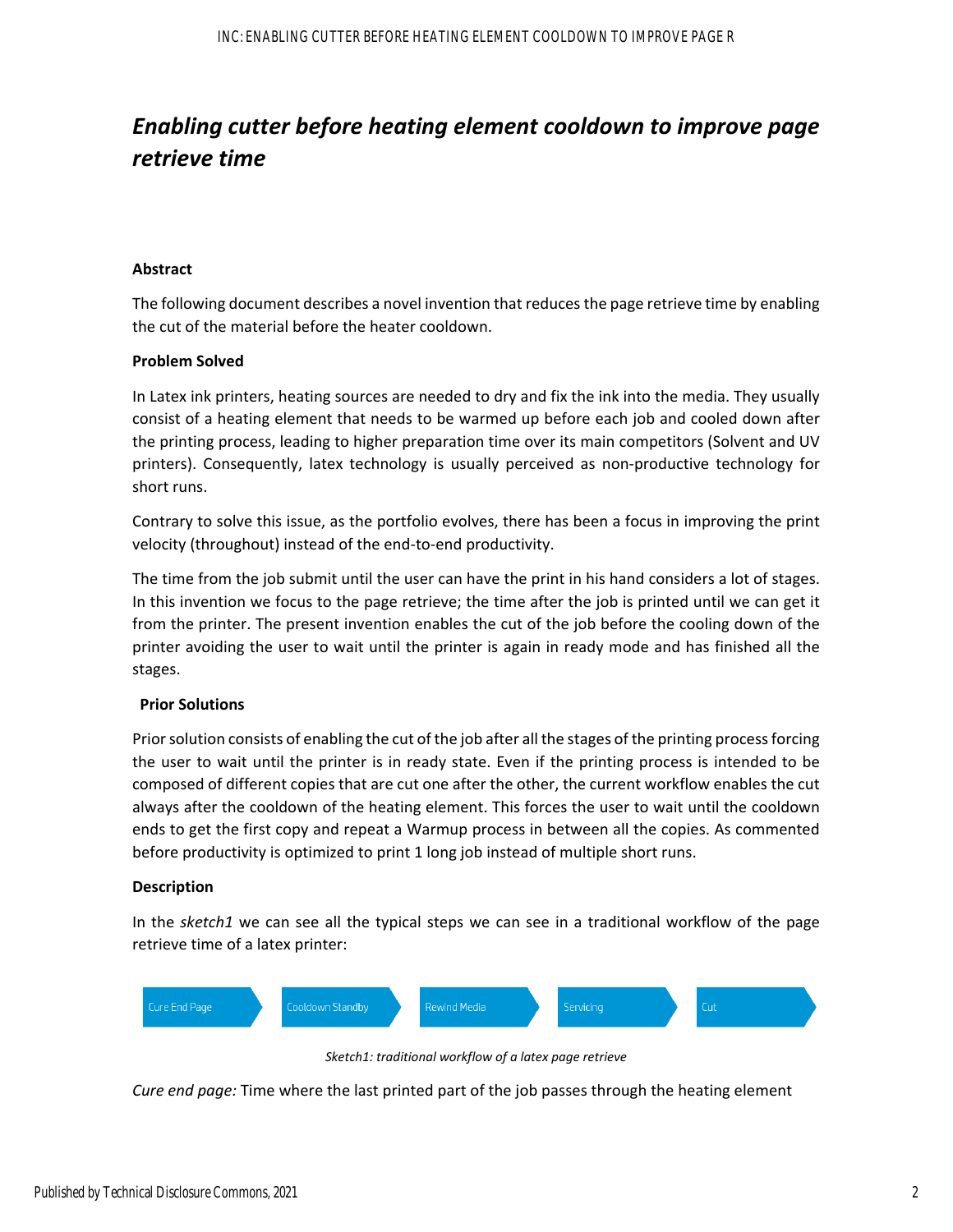# *Enabling cutter before heating element cooldown to improve page retrieve time*

**Abstract**

The following document describes a novel invention that reduces the page retrieve time by enabling the cut of the material before the heater cooldown.

**Problem Solved**

In Latex ink printers, heating sources are needed to dry and fix the ink into the media. They usually consist of a heating element that needs to be warmed up before each job and cooled down after the printing process, leading to higher preparation time over its main competitors (Solvent and UV printers). Consequently, latex technology is usually perceived as non-productive technology for short runs.

Contrary to solve this issue, as the portfolio evolves, there has been a focus in improving the print velocity (throughout) instead of the end-to-end productivity.

The time from the job submit until the user can have the print in his hand considers a lot of stages. In this invention we focus to the page retrieve; the time after the job is printed until we can get it from the printer. The present invention enables the cut of the job before the cooling down of the printer avoiding the user to wait until the printer is again in ready mode and has finished all the stages.

**Prior Solutions**

Prior solution consists of enabling the cut of the job after all the stages of the printing process forcing the user to wait until the printer is in ready state. Even if the printing process is intended to be composed of different copies that are cut one after the other, the current workflow enables the cut always after the cooldown of the heating element. This forces the user to wait until the cooldown ends to get the first copy and repeat a Warmup process in between all the copies. As commented before productivity is optimized to print 1 long job instead of multiple short runs.

**Description**

In the *sketch1* we can see all the typical steps we can see in a traditional workflow of the page retrieve time of a latex printer:

Cure End Page → Cooldown Standby → Rewind Media → Servicing → Cut

*Sketch1: traditional workflow of a latex page retrieve*

*Cure end page:* Time where the last printed part of the job passes through the heating element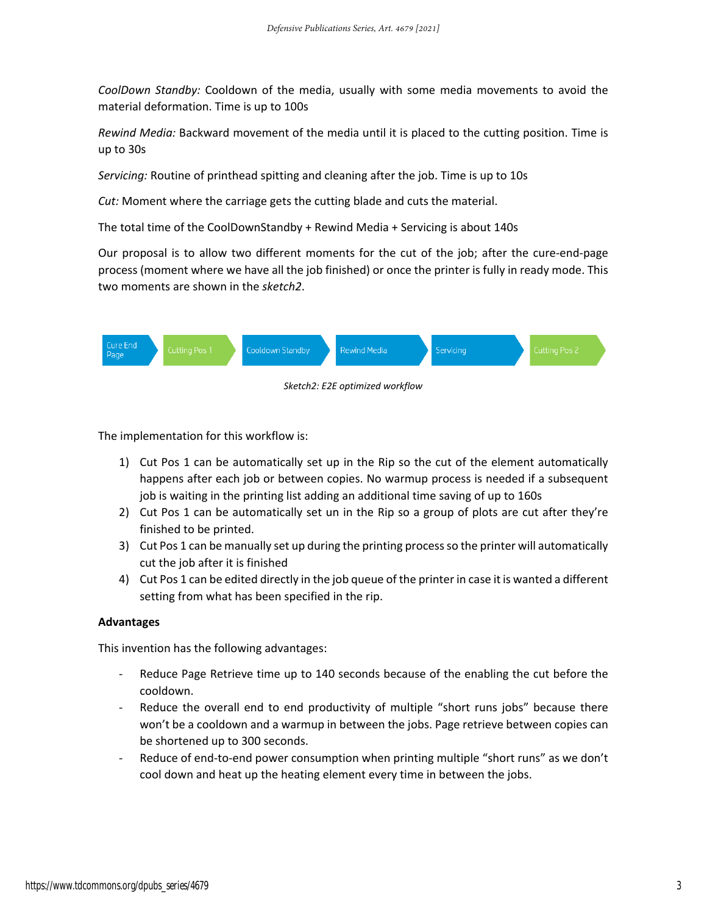*CoolDown Standby:* Cooldown of the media, usually with some media movements to avoid the material deformation. Time is up to 100s

*Rewind Media:* Backward movement of the media until it is placed to the cutting position. Time is up to 30s

*Servicing:* Routine of printhead spitting and cleaning after the job. Time is up to 10s

*Cut:* Moment where the carriage gets the cutting blade and cuts the material.

The total time of the CoolDownStandby + Rewind Media + Servicing is about 140s

Our proposal is to allow two different moments for the cut of the job; after the cure-end-page process (moment where we have all the job finished) or once the printer is fully in ready mode. This two moments are shown in the *sketch2*.

Cure End Page → Cutting Pos 1 → Cooldown Standby → Rewind Media → Servicing → Cutting Pos 2

*Sketch2: E2E optimized workflow*

The implementation for this workflow is:

1) Cut Pos 1 can be automatically set up in the Rip so the cut of the element automatically happens after each job or between copies. No warmup process is needed if a subsequent job is waiting in the printing list adding an additional time saving of up to 160s
2) Cut Pos 1 can be automatically set un in the Rip so a group of plots are cut after they're finished to be printed.
3) Cut Pos 1 can be manually set up during the printing process so the printer will automatically cut the job after it is finished
4) Cut Pos 1 can be edited directly in the job queue of the printer in case it is wanted a different setting from what has been specified in the rip.

**Advantages**

This invention has the following advantages:

- Reduce Page Retrieve time up to 140 seconds because of the enabling the cut before the cooldown.
- Reduce the overall end to end productivity of multiple "short runs jobs" because there won't be a cooldown and a warmup in between the jobs. Page retrieve between copies can be shortened up to 300 seconds.
- Reduce of end-to-end power consumption when printing multiple "short runs" as we don't cool down and heat up the heating element every time in between the jobs.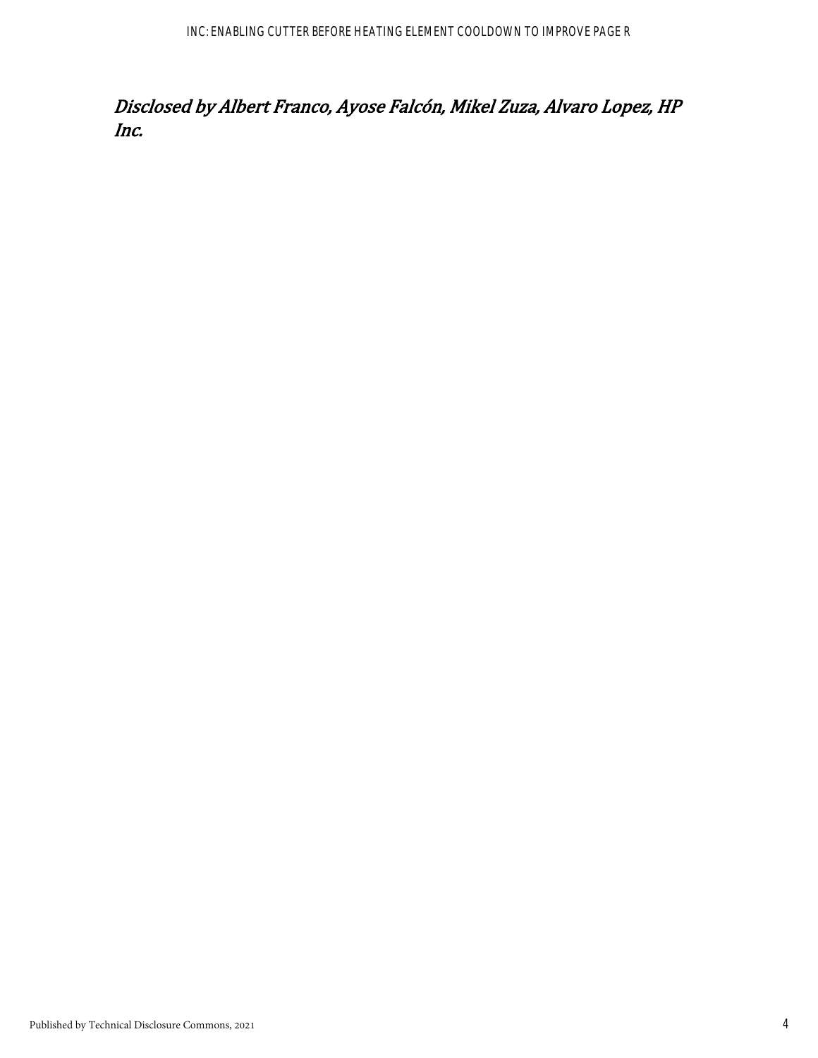*Disclosed by Albert Franco, Ayose Falcón, Mikel Zuza, Alvaro Lopez, HP Inc.*